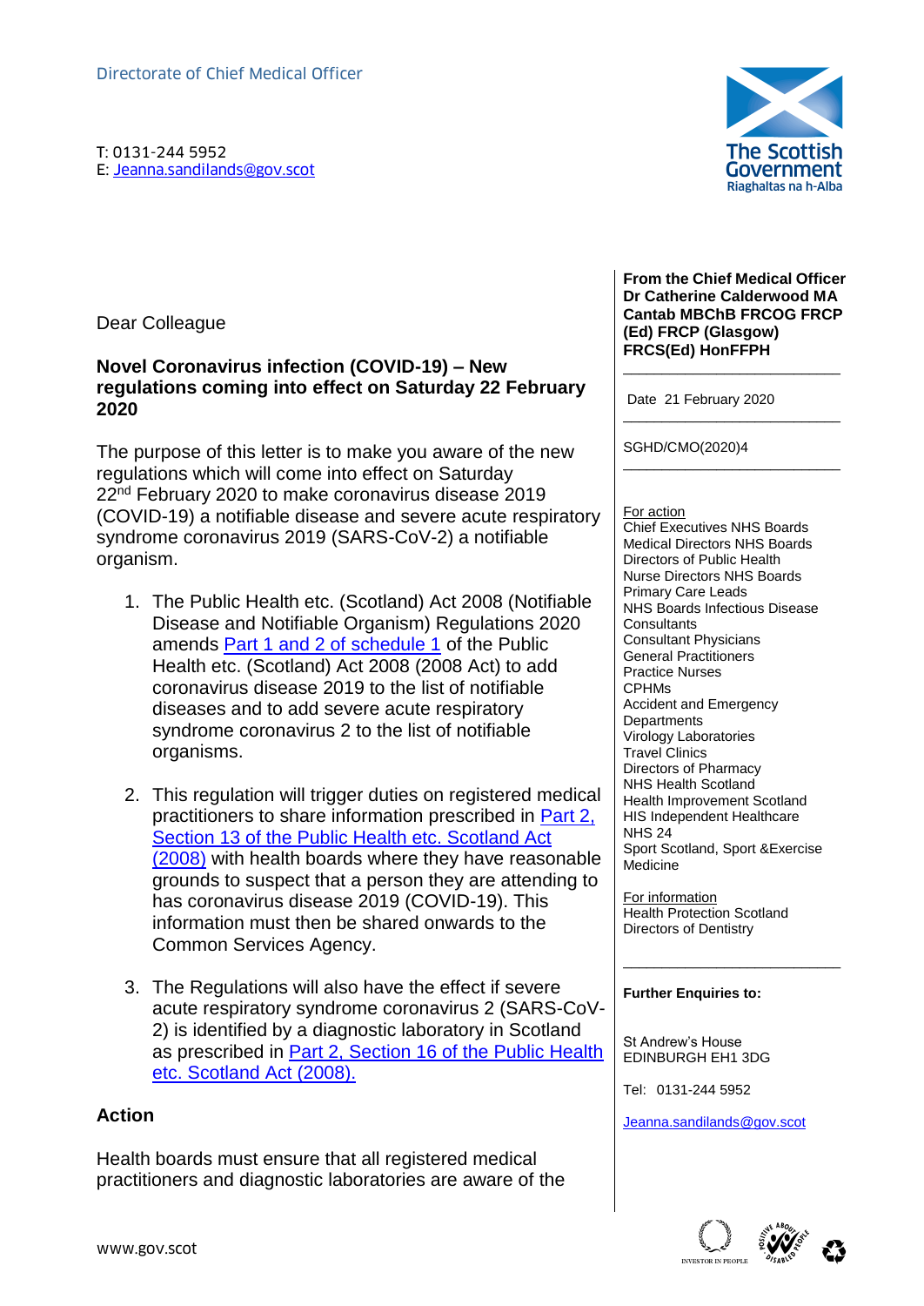Directorate of Chief Medical Officer

T: 0131-244 5952
E: Jeanna.sandilands@gov.scot

**From the Chief Medical Officer**
**Dr Catherine Calderwood MA Cantab MBChB FRCOG FRCP (Ed) FRCP (Glasgow) FRCS(Ed) HonFFPH**

Date 21 February 2020

SGHD/CMO(2020)4

For action
Chief Executives NHS Boards
Medical Directors NHS Boards
Directors of Public Health
Nurse Directors NHS Boards
Primary Care Leads
NHS Boards Infectious Disease Consultants
Consultant Physicians
General Practitioners
Practice Nurses
CPHMs
Accident and Emergency Departments
Virology Laboratories
Travel Clinics
Directors of Pharmacy
NHS Health Scotland
Health Improvement Scotland
HIS Independent Healthcare
NHS 24
Sport Scotland, Sport &Exercise Medicine

For information
Health Protection Scotland
Directors of Dentistry

**Further Enquiries to:**

St Andrew's House
EDINBURGH EH1 3DG

Tel: 0131-244 5952

Jeanna.sandilands@gov.scot

Dear Colleague

**Novel Coronavirus infection (COVID-19) – New regulations coming into effect on Saturday 22 February 2020**

The purpose of this letter is to make you aware of the new regulations which will come into effect on Saturday 22nd February 2020 to make coronavirus disease 2019 (COVID-19) a notifiable disease and severe acute respiratory syndrome coronavirus 2019 (SARS-CoV-2) a notifiable organism.

1. The Public Health etc. (Scotland) Act 2008 (Notifiable Disease and Notifiable Organism) Regulations 2020 amends Part 1 and 2 of schedule 1 of the Public Health etc. (Scotland) Act 2008 (2008 Act) to add coronavirus disease 2019 to the list of notifiable diseases and to add severe acute respiratory syndrome coronavirus 2 to the list of notifiable organisms.

2. This regulation will trigger duties on registered medical practitioners to share information prescribed in Part 2, Section 13 of the Public Health etc. Scotland Act (2008) with health boards where they have reasonable grounds to suspect that a person they are attending to has coronavirus disease 2019 (COVID-19). This information must then be shared onwards to the Common Services Agency.

3. The Regulations will also have the effect if severe acute respiratory syndrome coronavirus 2 (SARS-CoV-2) is identified by a diagnostic laboratory in Scotland as prescribed in Part 2, Section 16 of the Public Health etc. Scotland Act (2008).

## Action

Health boards must ensure that all registered medical practitioners and diagnostic laboratories are aware of the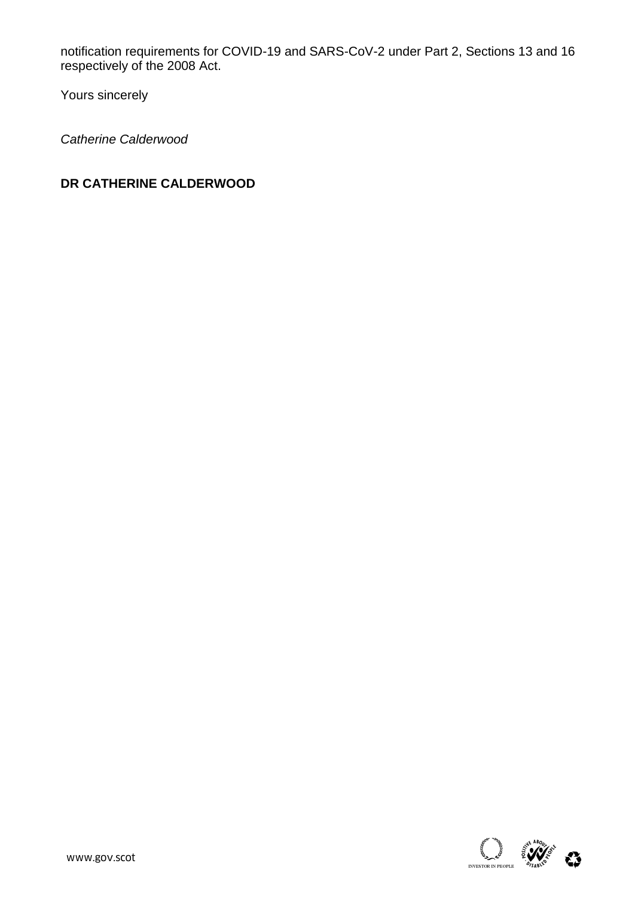notification requirements for COVID-19 and SARS-CoV-2 under Part 2, Sections 13 and 16 respectively of the 2008 Act.

Yours sincerely

*Catherine Calderwood*

**DR CATHERINE CALDERWOOD**